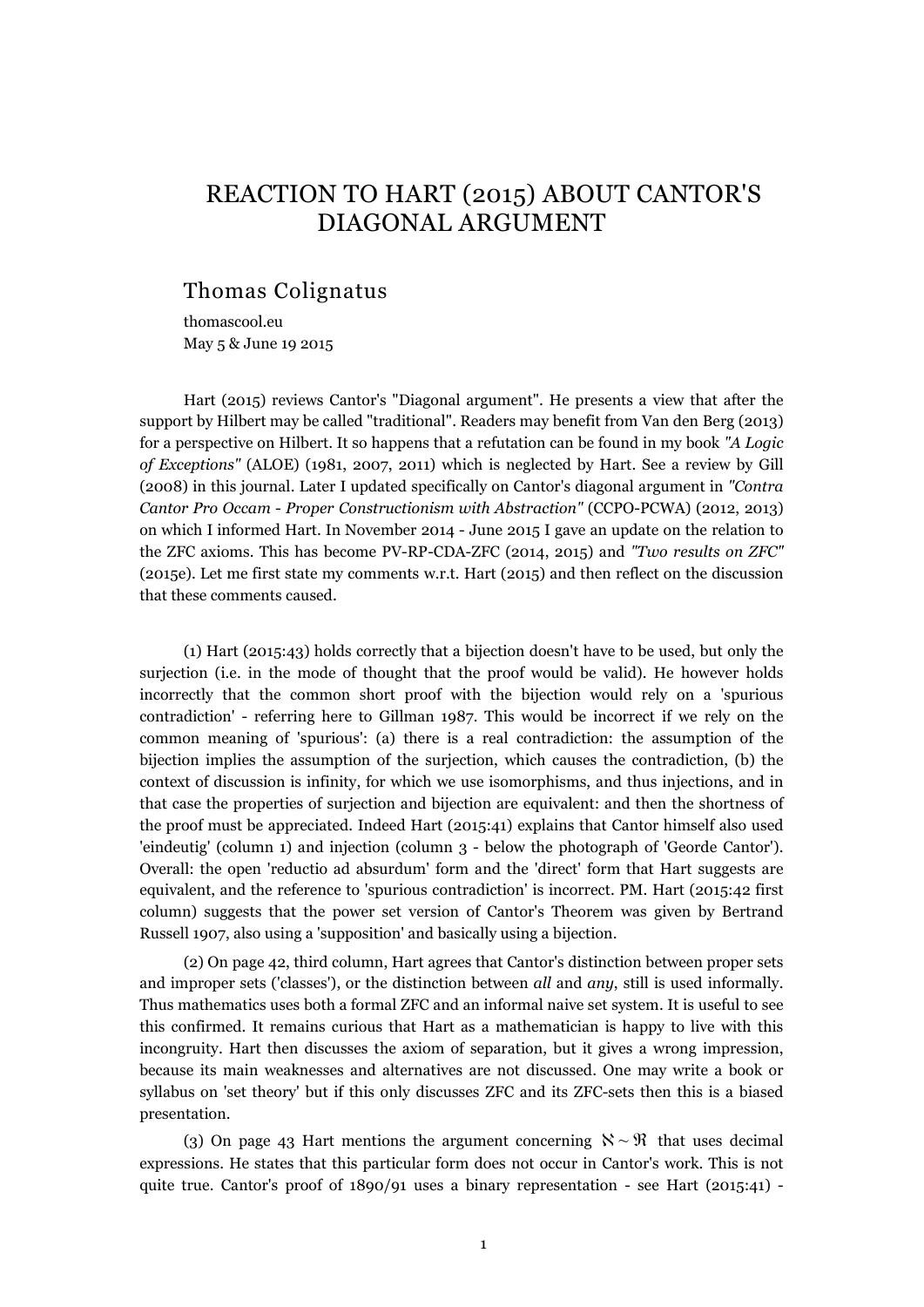# REACTION TO HART (2015) ABOUT CANTOR'S DIAGONAL ARGUMENT

## Thomas Colignatus

thomascool.eu
May 5 & June 19 2015

Hart (2015) reviews Cantor's "Diagonal argument". He presents a view that after the support by Hilbert may be called "traditional". Readers may benefit from Van den Berg (2013) for a perspective on Hilbert. It so happens that a refutation can be found in my book *"A Logic of Exceptions"* (ALOE) (1981, 2007, 2011) which is neglected by Hart. See a review by Gill (2008) in this journal. Later I updated specifically on Cantor's diagonal argument in *"Contra Cantor Pro Occam - Proper Constructionism with Abstraction"* (CCPO-PCWA) (2012, 2013) on which I informed Hart. In November 2014 - June 2015 I gave an update on the relation to the ZFC axioms. This has become PV-RP-CDA-ZFC (2014, 2015) and *"Two results on ZFC"* (2015e). Let me first state my comments w.r.t. Hart (2015) and then reflect on the discussion that these comments caused.

(1) Hart (2015:43) holds correctly that a bijection doesn't have to be used, but only the surjection (i.e. in the mode of thought that the proof would be valid). He however holds incorrectly that the common short proof with the bijection would rely on a 'spurious contradiction' - referring here to Gillman 1987. This would be incorrect if we rely on the common meaning of 'spurious': (a) there is a real contradiction: the assumption of the bijection implies the assumption of the surjection, which causes the contradiction, (b) the context of discussion is infinity, for which we use isomorphisms, and thus injections, and in that case the properties of surjection and bijection are equivalent: and then the shortness of the proof must be appreciated. Indeed Hart (2015:41) explains that Cantor himself also used 'eindeutig' (column 1) and injection (column 3 - below the photograph of 'Georde Cantor'). Overall: the open 'reductio ad absurdum' form and the 'direct' form that Hart suggests are equivalent, and the reference to 'spurious contradiction' is incorrect. PM. Hart (2015:42 first column) suggests that the power set version of Cantor's Theorem was given by Bertrand Russell 1907, also using a 'supposition' and basically using a bijection.

(2) On page 42, third column, Hart agrees that Cantor's distinction between proper sets and improper sets ('classes'), or the distinction between *all* and *any*, still is used informally. Thus mathematics uses both a formal ZFC and an informal naive set system. It is useful to see this confirmed. It remains curious that Hart as a mathematician is happy to live with this incongruity. Hart then discusses the axiom of separation, but it gives a wrong impression, because its main weaknesses and alternatives are not discussed. One may write a book or syllabus on 'set theory' but if this only discusses ZFC and its ZFC-sets then this is a biased presentation.

(3) On page 43 Hart mentions the argument concerning $\aleph \sim \Re$ that uses decimal expressions. He states that this particular form does not occur in Cantor's work. This is not quite true. Cantor's proof of 1890/91 uses a binary representation - see Hart (2015:41) -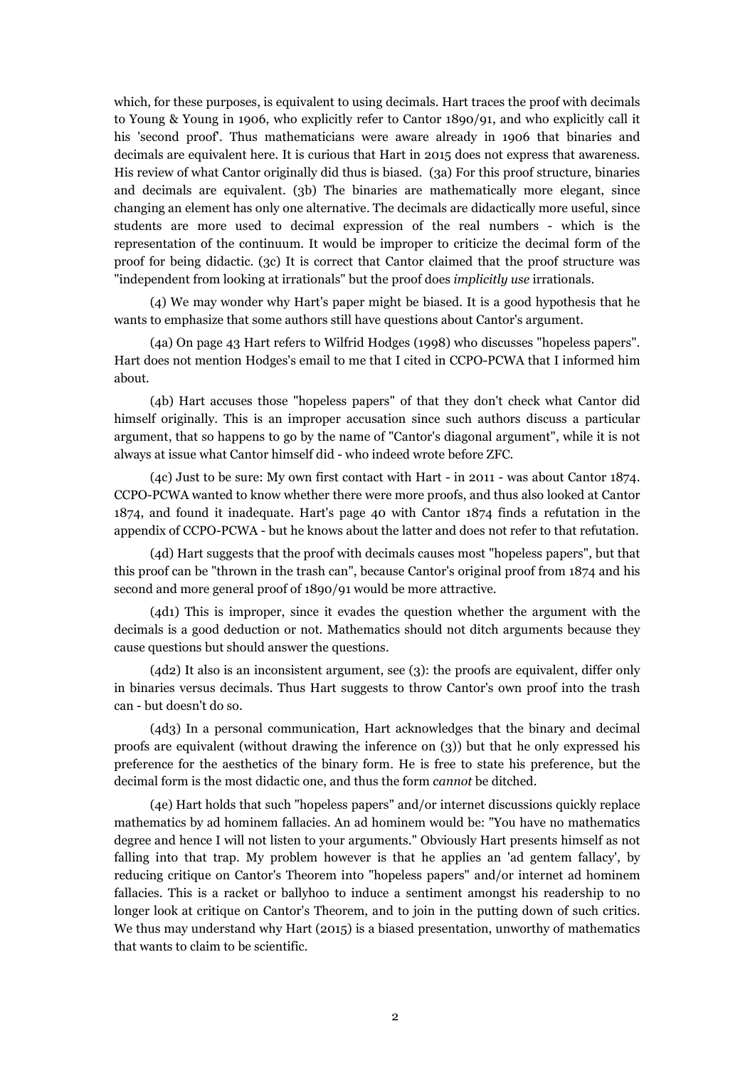which, for these purposes, is equivalent to using decimals. Hart traces the proof with decimals to Young & Young in 1906, who explicitly refer to Cantor 1890/91, and who explicitly call it his 'second proof'. Thus mathematicians were aware already in 1906 that binaries and decimals are equivalent here. It is curious that Hart in 2015 does not express that awareness. His review of what Cantor originally did thus is biased. (3a) For this proof structure, binaries and decimals are equivalent. (3b) The binaries are mathematically more elegant, since changing an element has only one alternative. The decimals are didactically more useful, since students are more used to decimal expression of the real numbers - which is the representation of the continuum. It would be improper to criticize the decimal form of the proof for being didactic. (3c) It is correct that Cantor claimed that the proof structure was "independent from looking at irrationals" but the proof does *implicitly use* irrationals.

(4) We may wonder why Hart's paper might be biased. It is a good hypothesis that he wants to emphasize that some authors still have questions about Cantor's argument.

(4a) On page 43 Hart refers to Wilfrid Hodges (1998) who discusses "hopeless papers". Hart does not mention Hodges's email to me that I cited in CCPO-PCWA that I informed him about.

(4b) Hart accuses those "hopeless papers" of that they don't check what Cantor did himself originally. This is an improper accusation since such authors discuss a particular argument, that so happens to go by the name of "Cantor's diagonal argument", while it is not always at issue what Cantor himself did - who indeed wrote before ZFC.

(4c) Just to be sure: My own first contact with Hart - in 2011 - was about Cantor 1874. CCPO-PCWA wanted to know whether there were more proofs, and thus also looked at Cantor 1874, and found it inadequate. Hart's page 40 with Cantor 1874 finds a refutation in the appendix of CCPO-PCWA - but he knows about the latter and does not refer to that refutation.

(4d) Hart suggests that the proof with decimals causes most "hopeless papers", but that this proof can be "thrown in the trash can", because Cantor's original proof from 1874 and his second and more general proof of 1890/91 would be more attractive.

(4d1) This is improper, since it evades the question whether the argument with the decimals is a good deduction or not. Mathematics should not ditch arguments because they cause questions but should answer the questions.

(4d2) It also is an inconsistent argument, see (3): the proofs are equivalent, differ only in binaries versus decimals. Thus Hart suggests to throw Cantor's own proof into the trash can - but doesn't do so.

(4d3) In a personal communication, Hart acknowledges that the binary and decimal proofs are equivalent (without drawing the inference on (3)) but that he only expressed his preference for the aesthetics of the binary form. He is free to state his preference, but the decimal form is the most didactic one, and thus the form *cannot* be ditched.

(4e) Hart holds that such "hopeless papers" and/or internet discussions quickly replace mathematics by ad hominem fallacies. An ad hominem would be: "You have no mathematics degree and hence I will not listen to your arguments." Obviously Hart presents himself as not falling into that trap. My problem however is that he applies an 'ad gentem fallacy', by reducing critique on Cantor's Theorem into "hopeless papers" and/or internet ad hominem fallacies. This is a racket or ballyhoo to induce a sentiment amongst his readership to no longer look at critique on Cantor's Theorem, and to join in the putting down of such critics. We thus may understand why Hart (2015) is a biased presentation, unworthy of mathematics that wants to claim to be scientific.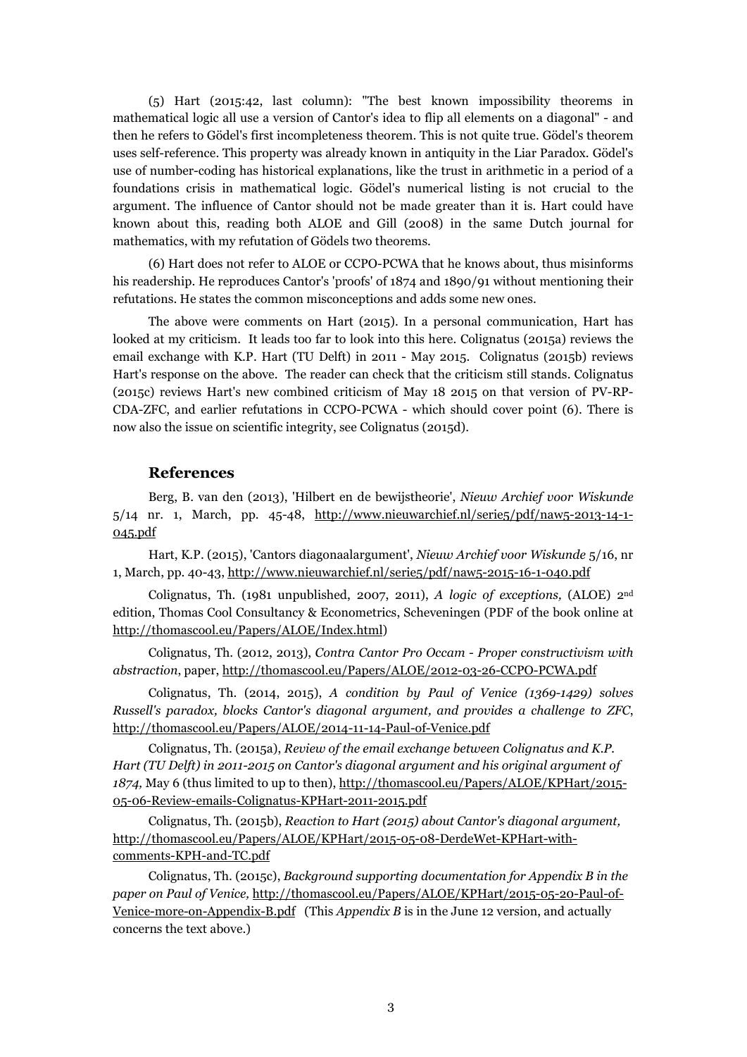(5) Hart (2015:42, last column): "The best known impossibility theorems in mathematical logic all use a version of Cantor's idea to flip all elements on a diagonal" - and then he refers to Gödel's first incompleteness theorem. This is not quite true. Gödel's theorem uses self-reference. This property was already known in antiquity in the Liar Paradox. Gödel's use of number-coding has historical explanations, like the trust in arithmetic in a period of a foundations crisis in mathematical logic. Gödel's numerical listing is not crucial to the argument. The influence of Cantor should not be made greater than it is. Hart could have known about this, reading both ALOE and Gill (2008) in the same Dutch journal for mathematics, with my refutation of Gödels two theorems.

(6) Hart does not refer to ALOE or CCPO-PCWA that he knows about, thus misinforms his readership. He reproduces Cantor's 'proofs' of 1874 and 1890/91 without mentioning their refutations. He states the common misconceptions and adds some new ones.

The above were comments on Hart (2015). In a personal communication, Hart has looked at my criticism. It leads too far to look into this here. Colignatus (2015a) reviews the email exchange with K.P. Hart (TU Delft) in 2011 - May 2015. Colignatus (2015b) reviews Hart's response on the above. The reader can check that the criticism still stands. Colignatus (2015c) reviews Hart's new combined criticism of May 18 2015 on that version of PV-RP-CDA-ZFC, and earlier refutations in CCPO-PCWA - which should cover point (6). There is now also the issue on scientific integrity, see Colignatus (2015d).

## References

Berg, B. van den (2013), 'Hilbert en de bewijstheorie', *Nieuw Archief voor Wiskunde* 5/14 nr. 1, March, pp. 45-48, http://www.nieuwarchief.nl/serie5/pdf/naw5-2013-14-1-045.pdf

Hart, K.P. (2015), 'Cantors diagonaalargument', *Nieuw Archief voor Wiskunde* 5/16, nr 1, March, pp. 40-43, http://www.nieuwarchief.nl/serie5/pdf/naw5-2015-16-1-040.pdf

Colignatus, Th. (1981 unpublished, 2007, 2011), *A logic of exceptions,* (ALOE) 2nd edition, Thomas Cool Consultancy & Econometrics, Scheveningen (PDF of the book online at http://thomascool.eu/Papers/ALOE/Index.html)

Colignatus, Th. (2012, 2013), *Contra Cantor Pro Occam - Proper constructivism with abstraction*, paper, http://thomascool.eu/Papers/ALOE/2012-03-26-CCPO-PCWA.pdf

Colignatus, Th. (2014, 2015), *A condition by Paul of Venice (1369-1429) solves Russell's paradox, blocks Cantor's diagonal argument, and provides a challenge to ZFC*, http://thomascool.eu/Papers/ALOE/2014-11-14-Paul-of-Venice.pdf

Colignatus, Th. (2015a), *Review of the email exchange between Colignatus and K.P. Hart (TU Delft) in 2011-2015 on Cantor's diagonal argument and his original argument of 1874,* May 6 (thus limited to up to then), http://thomascool.eu/Papers/ALOE/KPHart/2015-05-06-Review-emails-Colignatus-KPHart-2011-2015.pdf

Colignatus, Th. (2015b), *Reaction to Hart (2015) about Cantor's diagonal argument,* http://thomascool.eu/Papers/ALOE/KPHart/2015-05-08-DerdeWet-KPHart-with-comments-KPH-and-TC.pdf

Colignatus, Th. (2015c), *Background supporting documentation for Appendix B in the paper on Paul of Venice,* http://thomascool.eu/Papers/ALOE/KPHart/2015-05-20-Paul-of-Venice-more-on-Appendix-B.pdf (This *Appendix B* is in the June 12 version, and actually concerns the text above.)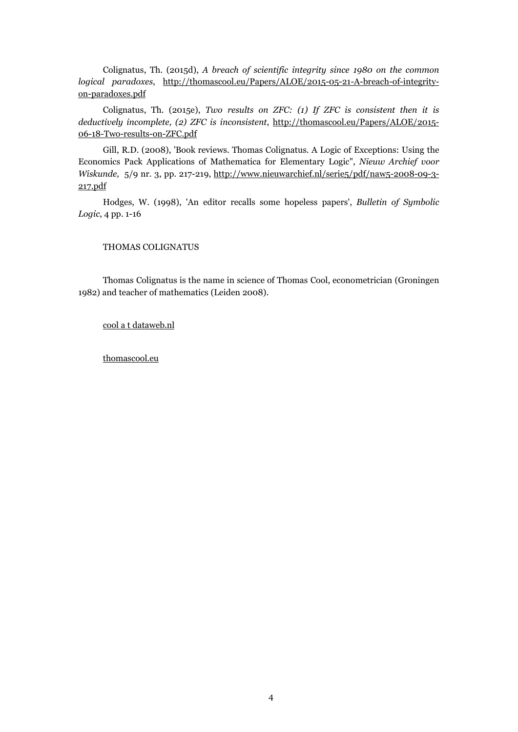Colignatus, Th. (2015d), *A breach of scientific integrity since 1980 on the common logical paradoxes*, http://thomascool.eu/Papers/ALOE/2015-05-21-A-breach-of-integrity-on-paradoxes.pdf

Colignatus, Th. (2015e), *Two results on ZFC: (1) If ZFC is consistent then it is deductively incomplete, (2) ZFC is inconsistent*, http://thomascool.eu/Papers/ALOE/2015-06-18-Two-results-on-ZFC.pdf

Gill, R.D. (2008), 'Book reviews. Thomas Colignatus. A Logic of Exceptions: Using the Economics Pack Applications of Mathematica for Elementary Logic", *Nieuw Archief voor Wiskunde,* 5/9 nr. 3, pp. 217-219, http://www.nieuwarchief.nl/serie5/pdf/naw5-2008-09-3-217.pdf

Hodges, W. (1998), 'An editor recalls some hopeless papers', *Bulletin of Symbolic Logic*, 4 pp. 1-16

THOMAS COLIGNATUS

Thomas Colignatus is the name in science of Thomas Cool, econometrician (Groningen 1982) and teacher of mathematics (Leiden 2008).

cool a t dataweb.nl

thomascool.eu